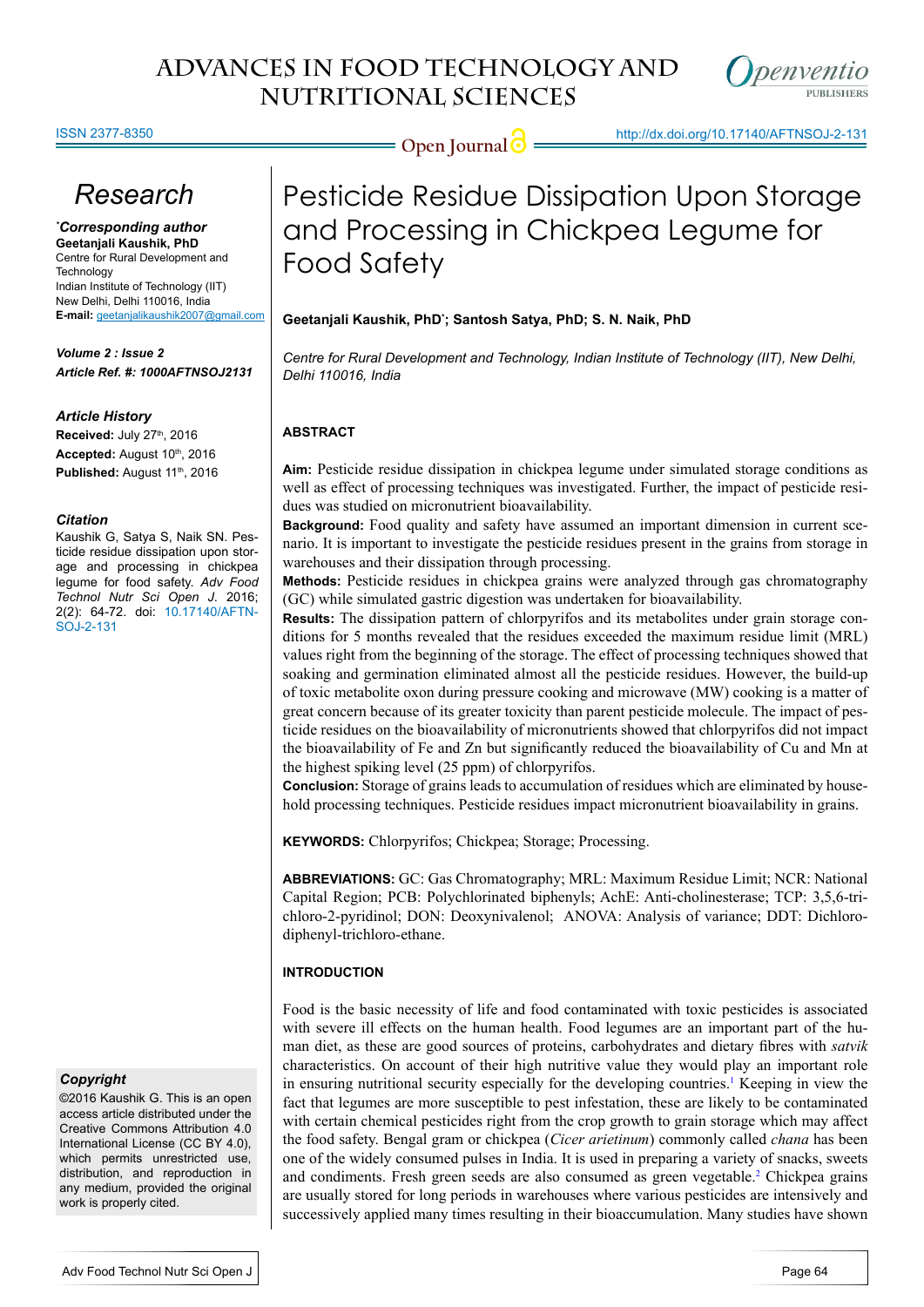# Research

**\*Corresponding author**
**Geetanjali Kaushik, PhD**
Centre for Rural Development and Technology
Indian Institute of Technology (IIT)
New Delhi, Delhi 110016, India
**E-mail:** geetanjalikaushik2007@gmail.com

***Volume 2 : Issue 2***
***Article Ref. #: 1000AFTNSOJ2131***

***Article History***
**Received:** July 27th, 2016
**Accepted:** August 10th, 2016
**Published:** August 11th, 2016

***Citation***
Kaushik G, Satya S, Naik SN. Pesticide residue dissipation upon storage and processing in chickpea legume for food safety. *Adv Food Technol Nutr Sci Open J*. 2016; 2(2): 64-72. doi: 10.17140/AFTNSOJ-2-131

***Copyright***
©2016 Kaushik G. This is an open access article distributed under the Creative Commons Attribution 4.0 International License (CC BY 4.0), which permits unrestricted use, distribution, and reproduction in any medium, provided the original work is properly cited.

# Pesticide Residue Dissipation Upon Storage and Processing in Chickpea Legume for Food Safety

**Geetanjali Kaushik, PhD\*; Santosh Satya, PhD; S. N. Naik, PhD**

*Centre for Rural Development and Technology, Indian Institute of Technology (IIT), New Delhi, Delhi 110016, India*

## ABSTRACT

**Aim:** Pesticide residue dissipation in chickpea legume under simulated storage conditions as well as effect of processing techniques was investigated. Further, the impact of pesticide residues was studied on micronutrient bioavailability.

**Background:** Food quality and safety have assumed an important dimension in current scenario. It is important to investigate the pesticide residues present in the grains from storage in warehouses and their dissipation through processing.

**Methods:** Pesticide residues in chickpea grains were analyzed through gas chromatography (GC) while simulated gastric digestion was undertaken for bioavailability.

**Results:** The dissipation pattern of chlorpyrifos and its metabolites under grain storage conditions for 5 months revealed that the residues exceeded the maximum residue limit (MRL) values right from the beginning of the storage. The effect of processing techniques showed that soaking and germination eliminated almost all the pesticide residues. However, the build-up of toxic metabolite oxon during pressure cooking and microwave (MW) cooking is a matter of great concern because of its greater toxicity than parent pesticide molecule. The impact of pesticide residues on the bioavailability of micronutrients showed that chlorpyrifos did not impact the bioavailability of Fe and Zn but significantly reduced the bioavailability of Cu and Mn at the highest spiking level (25 ppm) of chlorpyrifos.

**Conclusion:** Storage of grains leads to accumulation of residues which are eliminated by household processing techniques. Pesticide residues impact micronutrient bioavailability in grains.

**KEYWORDS:** Chlorpyrifos; Chickpea; Storage; Processing.

**ABBREVIATIONS:** GC: Gas Chromatography; MRL: Maximum Residue Limit; NCR: National Capital Region; PCB: Polychlorinated biphenyls; AchE: Anti-cholinesterase; TCP: 3,5,6-trichloro-2-pyridinol; DON: Deoxynivalenol; ANOVA: Analysis of variance; DDT: Dichlorodiphenyl-trichloro-ethane.

## INTRODUCTION

Food is the basic necessity of life and food contaminated with toxic pesticides is associated with severe ill effects on the human health. Food legumes are an important part of the human diet, as these are good sources of proteins, carbohydrates and dietary fibres with *satvik* characteristics. On account of their high nutritive value they would play an important role in ensuring nutritional security especially for the developing countries.[1] Keeping in view the fact that legumes are more susceptible to pest infestation, these are likely to be contaminated with certain chemical pesticides right from the crop growth to grain storage which may affect the food safety. Bengal gram or chickpea (*Cicer arietinum*) commonly called *chana* has been one of the widely consumed pulses in India. It is used in preparing a variety of snacks, sweets and condiments. Fresh green seeds are also consumed as green vegetable.[2] Chickpea grains are usually stored for long periods in warehouses where various pesticides are intensively and successively applied many times resulting in their bioaccumulation. Many studies have shown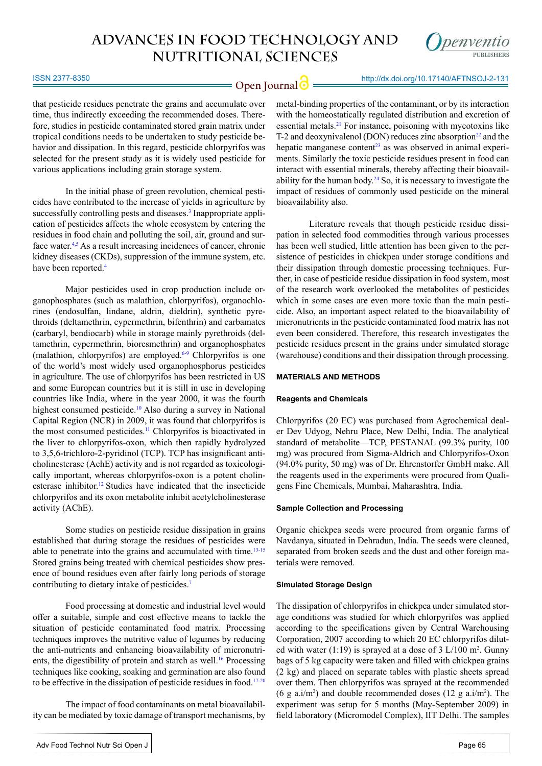that pesticide residues penetrate the grains and accumulate over time, thus indirectly exceeding the recommended doses. Therefore, studies in pesticide contaminated stored grain matrix under tropical conditions needs to be undertaken to study pesticide behavior and dissipation. In this regard, pesticide chlorpyrifos was selected for the present study as it is widely used pesticide for various applications including grain storage system.

In the initial phase of green revolution, chemical pesticides have contributed to the increase of yields in agriculture by successfully controlling pests and diseases.[3] Inappropriate application of pesticides affects the whole ecosystem by entering the residues in food chain and polluting the soil, air, ground and surface water.[4,5] As a result increasing incidences of cancer, chronic kidney diseases (CKDs), suppression of the immune system, etc. have been reported.[4]

Major pesticides used in crop production include organophosphates (such as malathion, chlorpyrifos), organochlorines (endosulfan, lindane, aldrin, dieldrin), synthetic pyrethroids (deltamethrin, cypermethrin, bifenthrin) and carbamates (carbaryl, bendiocarb) while in storage mainly pyrethroids (deltamethrin, cypermethrin, bioresmethrin) and organophosphates (malathion, chlorpyrifos) are employed.[6-9] Chlorpyrifos is one of the world's most widely used organophosphorus pesticides in agriculture. The use of chlorpyrifos has been restricted in US and some European countries but it is still in use in developing countries like India, where in the year 2000, it was the fourth highest consumed pesticide.[10] Also during a survey in National Capital Region (NCR) in 2009, it was found that chlorpyrifos is the most consumed pesticides.[11] Chlorpyrifos is bioactivated in the liver to chlorpyrifos-oxon, which then rapidly hydrolyzed to 3,5,6-trichloro-2-pyridinol (TCP). TCP has insignificant anticholinesterase (AchE) activity and is not regarded as toxicologically important, whereas chlorpyrifos-oxon is a potent cholinesterase inhibitor.[12] Studies have indicated that the insecticide chlorpyrifos and its oxon metabolite inhibit acetylcholinesterase activity (AChE).

Some studies on pesticide residue dissipation in grains established that during storage the residues of pesticides were able to penetrate into the grains and accumulated with time.[13-15] Stored grains being treated with chemical pesticides show presence of bound residues even after fairly long periods of storage contributing to dietary intake of pesticides.[7]

Food processing at domestic and industrial level would offer a suitable, simple and cost effective means to tackle the situation of pesticide contaminated food matrix. Processing techniques improves the nutritive value of legumes by reducing the anti-nutrients and enhancing bioavailability of micronutrients, the digestibility of protein and starch as well.[16] Processing techniques like cooking, soaking and germination are also found to be effective in the dissipation of pesticide residues in food.[17-20]

The impact of food contaminants on metal bioavailability can be mediated by toxic damage of transport mechanisms, by metal-binding properties of the contaminant, or by its interaction with the homeostatically regulated distribution and excretion of essential metals.[21] For instance, poisoning with mycotoxins like T-2 and deoxynivalenol (DON) reduces zinc absorption[22] and the hepatic manganese content[23] as was observed in animal experiments. Similarly the toxic pesticide residues present in food can interact with essential minerals, thereby affecting their bioavailability for the human body.[24] So, it is necessary to investigate the impact of residues of commonly used pesticide on the mineral bioavailability also.

Literature reveals that though pesticide residue dissipation in selected food commodities through various processes has been well studied, little attention has been given to the persistence of pesticides in chickpea under storage conditions and their dissipation through domestic processing techniques. Further, in case of pesticide residue dissipation in food system, most of the research work overlooked the metabolites of pesticides which in some cases are even more toxic than the main pesticide. Also, an important aspect related to the bioavailability of micronutrients in the pesticide contaminated food matrix has not even been considered. Therefore, this research investigates the pesticide residues present in the grains under simulated storage (warehouse) conditions and their dissipation through processing.

## MATERIALS AND METHODS

### Reagents and Chemicals

Chlorpyrifos (20 EC) was purchased from Agrochemical dealer Dev Udyog, Nehru Place, New Delhi, India. The analytical standard of metabolite—TCP, PESTANAL (99.3% purity, 100 mg) was procured from Sigma-Aldrich and Chlorpyrifos-Oxon (94.0% purity, 50 mg) was of Dr. Ehrenstorfer GmbH make. All the reagents used in the experiments were procured from Qualigens Fine Chemicals, Mumbai, Maharashtra, India.

### Sample Collection and Processing

Organic chickpea seeds were procured from organic farms of Navdanya, situated in Dehradun, India. The seeds were cleaned, separated from broken seeds and the dust and other foreign materials were removed.

### Simulated Storage Design

The dissipation of chlorpyrifos in chickpea under simulated storage conditions was studied for which chlorpyrifos was applied according to the specifications given by Central Warehousing Corporation, 2007 according to which 20 EC chlorpyrifos diluted with water (1:19) is sprayed at a dose of 3 L/100 $m^2$. Gunny bags of 5 kg capacity were taken and filled with chickpea grains (2 kg) and placed on separate tables with plastic sheets spread over them. Then chlorpyrifos was sprayed at the recommended (6 g a.i/$m^2$) and double recommended doses (12 g a.i/$m^2$). The experiment was setup for 5 months (May-September 2009) in field laboratory (Micromodel Complex), IIT Delhi. The samples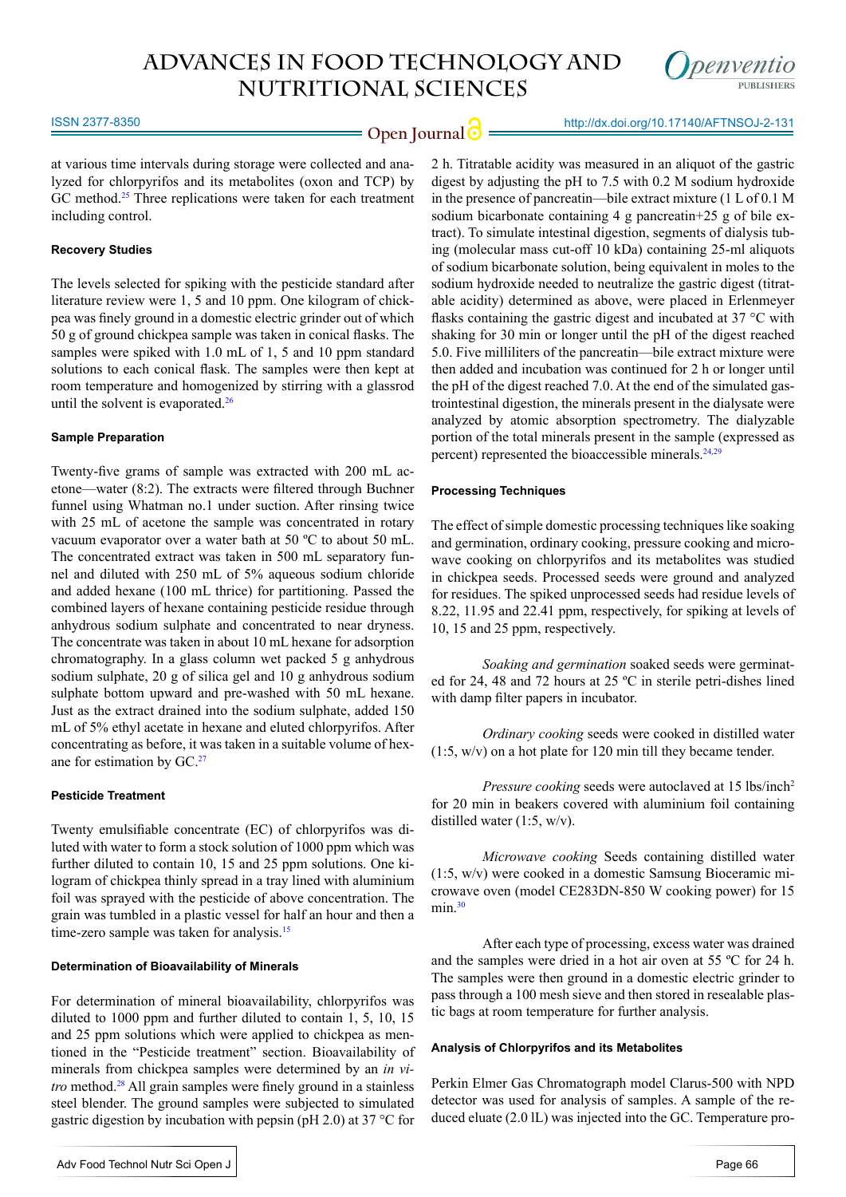at various time intervals during storage were collected and analyzed for chlorpyrifos and its metabolites (oxon and TCP) by GC method.[25] Three replications were taken for each treatment including control.

### Recovery Studies

The levels selected for spiking with the pesticide standard after literature review were 1, 5 and 10 ppm. One kilogram of chickpea was finely ground in a domestic electric grinder out of which 50 g of ground chickpea sample was taken in conical flasks. The samples were spiked with 1.0 mL of 1, 5 and 10 ppm standard solutions to each conical flask. The samples were then kept at room temperature and homogenized by stirring with a glassrod until the solvent is evaporated.[26]

### Sample Preparation

Twenty-five grams of sample was extracted with 200 mL acetone—water (8:2). The extracts were filtered through Buchner funnel using Whatman no.1 under suction. After rinsing twice with 25 mL of acetone the sample was concentrated in rotary vacuum evaporator over a water bath at 50 ºC to about 50 mL. The concentrated extract was taken in 500 mL separatory funnel and diluted with 250 mL of 5% aqueous sodium chloride and added hexane (100 mL thrice) for partitioning. Passed the combined layers of hexane containing pesticide residue through anhydrous sodium sulphate and concentrated to near dryness. The concentrate was taken in about 10 mL hexane for adsorption chromatography. In a glass column wet packed 5 g anhydrous sodium sulphate, 20 g of silica gel and 10 g anhydrous sodium sulphate bottom upward and pre-washed with 50 mL hexane. Just as the extract drained into the sodium sulphate, added 150 mL of 5% ethyl acetate in hexane and eluted chlorpyrifos. After concentrating as before, it was taken in a suitable volume of hexane for estimation by GC.[27]

### Pesticide Treatment

Twenty emulsifiable concentrate (EC) of chlorpyrifos was diluted with water to form a stock solution of 1000 ppm which was further diluted to contain 10, 15 and 25 ppm solutions. One kilogram of chickpea thinly spread in a tray lined with aluminium foil was sprayed with the pesticide of above concentration. The grain was tumbled in a plastic vessel for half an hour and then a time-zero sample was taken for analysis.[15]

### Determination of Bioavailability of Minerals

For determination of mineral bioavailability, chlorpyrifos was diluted to 1000 ppm and further diluted to contain 1, 5, 10, 15 and 25 ppm solutions which were applied to chickpea as mentioned in the "Pesticide treatment" section. Bioavailability of minerals from chickpea samples were determined by an *in vitro* method.[28] All grain samples were finely ground in a stainless steel blender. The ground samples were subjected to simulated gastric digestion by incubation with pepsin (pH 2.0) at 37 °C for 2 h. Titratable acidity was measured in an aliquot of the gastric digest by adjusting the pH to 7.5 with 0.2 M sodium hydroxide in the presence of pancreatin—bile extract mixture (1 L of 0.1 M sodium bicarbonate containing 4 g pancreatin+25 g of bile extract). To simulate intestinal digestion, segments of dialysis tubing (molecular mass cut-off 10 kDa) containing 25-ml aliquots of sodium bicarbonate solution, being equivalent in moles to the sodium hydroxide needed to neutralize the gastric digest (titratable acidity) determined as above, were placed in Erlenmeyer flasks containing the gastric digest and incubated at 37 °C with shaking for 30 min or longer until the pH of the digest reached 5.0. Five milliliters of the pancreatin—bile extract mixture were then added and incubation was continued for 2 h or longer until the pH of the digest reached 7.0. At the end of the simulated gastrointestinal digestion, the minerals present in the dialysate were analyzed by atomic absorption spectrometry. The dialyzable portion of the total minerals present in the sample (expressed as percent) represented the bioaccessible minerals.[24,29]

### Processing Techniques

The effect of simple domestic processing techniques like soaking and germination, ordinary cooking, pressure cooking and microwave cooking on chlorpyrifos and its metabolites was studied in chickpea seeds. Processed seeds were ground and analyzed for residues. The spiked unprocessed seeds had residue levels of 8.22, 11.95 and 22.41 ppm, respectively, for spiking at levels of 10, 15 and 25 ppm, respectively.

*Soaking and germination* soaked seeds were germinated for 24, 48 and 72 hours at 25 ºC in sterile petri-dishes lined with damp filter papers in incubator.

*Ordinary cooking* seeds were cooked in distilled water (1:5, w/v) on a hot plate for 120 min till they became tender.

*Pressure cooking* seeds were autoclaved at 15 lbs/inch$^2$ for 20 min in beakers covered with aluminium foil containing distilled water (1:5, w/v).

*Microwave cooking* Seeds containing distilled water (1:5, w/v) were cooked in a domestic Samsung Bioceramic microwave oven (model CE283DN-850 W cooking power) for 15 min.[30]

After each type of processing, excess water was drained and the samples were dried in a hot air oven at 55 ºC for 24 h. The samples were then ground in a domestic electric grinder to pass through a 100 mesh sieve and then stored in resealable plastic bags at room temperature for further analysis.

### Analysis of Chlorpyrifos and its Metabolites

Perkin Elmer Gas Chromatograph model Clarus-500 with NPD detector was used for analysis of samples. A sample of the reduced eluate (2.0 lL) was injected into the GC. Temperature pro-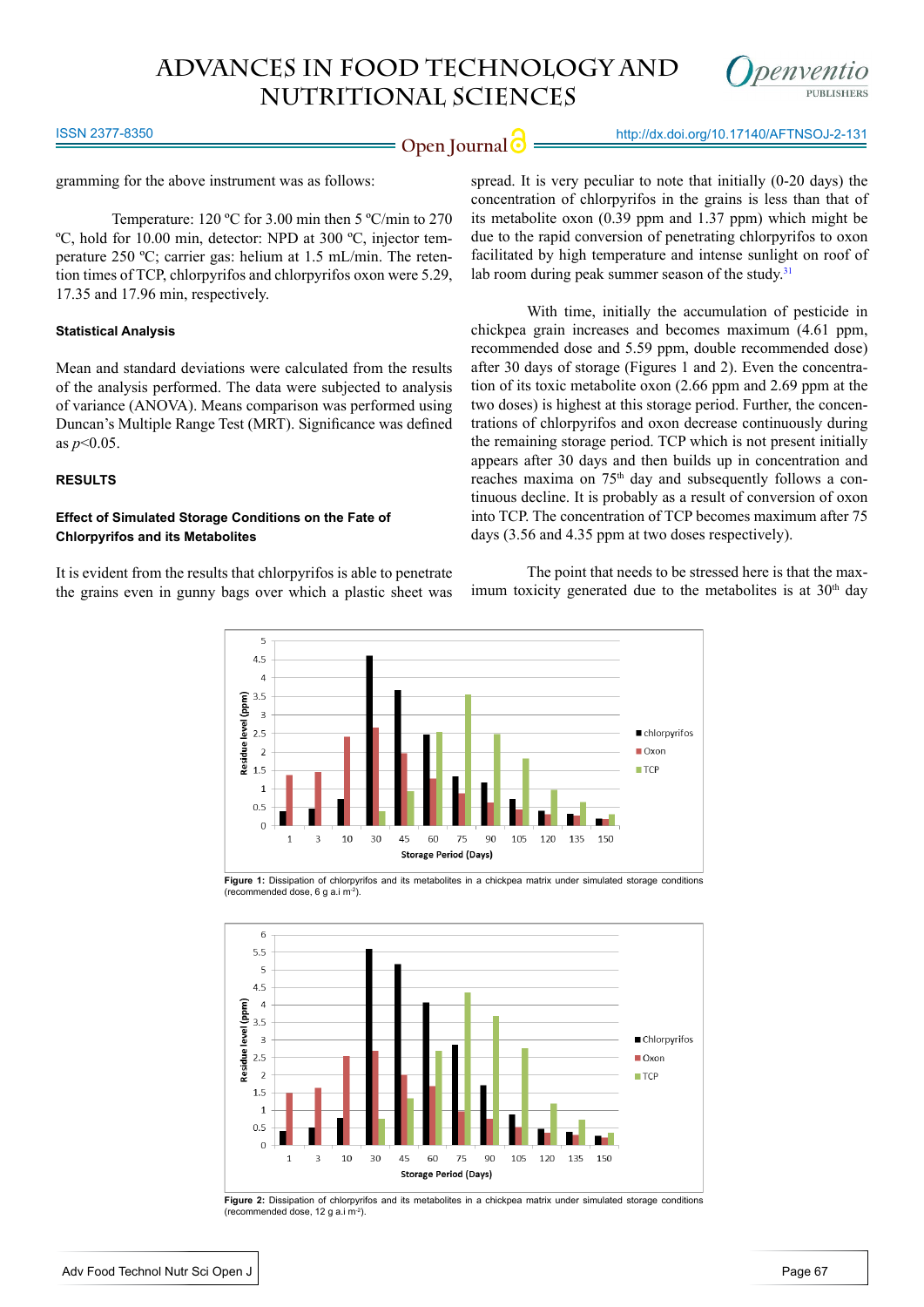gramming for the above instrument was as follows:

Temperature: 120 ºC for 3.00 min then 5 ºC/min to 270 ºC, hold for 10.00 min, detector: NPD at 300 ºC, injector temperature 250 ºC; carrier gas: helium at 1.5 mL/min. The retention times of TCP, chlorpyrifos and chlorpyrifos oxon were 5.29, 17.35 and 17.96 min, respectively.

### Statistical Analysis

Mean and standard deviations were calculated from the results of the analysis performed. The data were subjected to analysis of variance (ANOVA). Means comparison was performed using Duncan's Multiple Range Test (MRT). Significance was defined as $p<0.05$.

## RESULTS

### Effect of Simulated Storage Conditions on the Fate of Chlorpyrifos and its Metabolites

It is evident from the results that chlorpyrifos is able to penetrate the grains even in gunny bags over which a plastic sheet was spread. It is very peculiar to note that initially (0-20 days) the concentration of chlorpyrifos in the grains is less than that of its metabolite oxon (0.39 ppm and 1.37 ppm) which might be due to the rapid conversion of penetrating chlorpyrifos to oxon facilitated by high temperature and intense sunlight on roof of lab room during peak summer season of the study.[31]

With time, initially the accumulation of pesticide in chickpea grain increases and becomes maximum (4.61 ppm, recommended dose and 5.59 ppm, double recommended dose) after 30 days of storage (Figures 1 and 2). Even the concentration of its toxic metabolite oxon (2.66 ppm and 2.69 ppm at the two doses) is highest at this storage period. Further, the concentrations of chlorpyrifos and oxon decrease continuously during the remaining storage period. TCP which is not present initially appears after 30 days and then builds up in concentration and reaches maxima on 75th day and subsequently follows a continuous decline. It is probably as a result of conversion of oxon into TCP. The concentration of TCP becomes maximum after 75 days (3.56 and 4.35 ppm at two doses respectively).

The point that needs to be stressed here is that the maximum toxicity generated due to the metabolites is at 30th day

**Figure 1:** Dissipation of chlorpyrifos and its metabolites in a chickpea matrix under simulated storage conditions (recommended dose, 6 g a.i m-2).

**Figure 2:** Dissipation of chlorpyrifos and its metabolites in a chickpea matrix under simulated storage conditions (recommended dose, 12 g a.i m-2).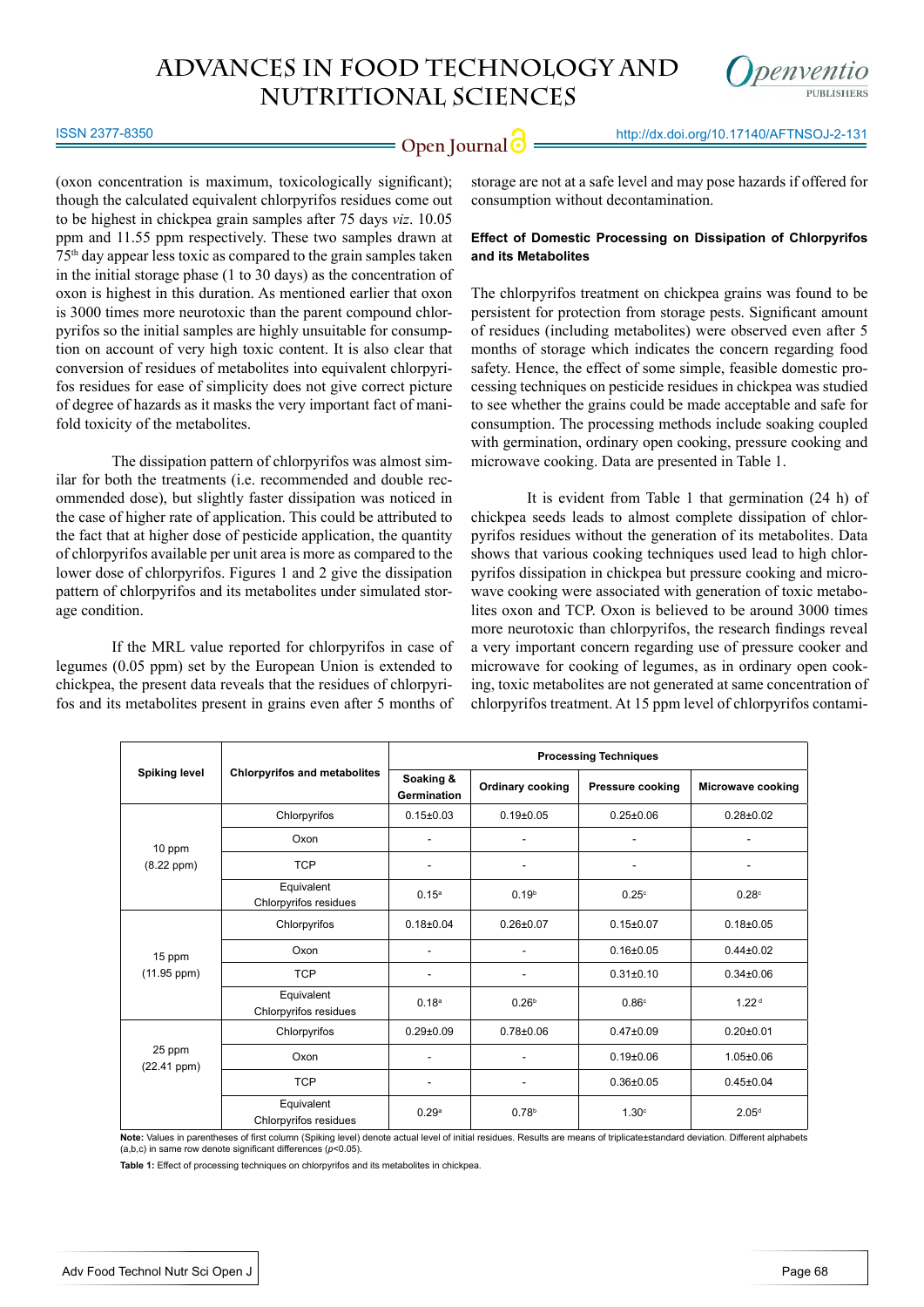(oxon concentration is maximum, toxicologically significant); though the calculated equivalent chlorpyrifos residues come out to be highest in chickpea grain samples after 75 days *viz*. 10.05 ppm and 11.55 ppm respectively. These two samples drawn at 75th day appear less toxic as compared to the grain samples taken in the initial storage phase (1 to 30 days) as the concentration of oxon is highest in this duration. As mentioned earlier that oxon is 3000 times more neurotoxic than the parent compound chlorpyrifos so the initial samples are highly unsuitable for consumption on account of very high toxic content. It is also clear that conversion of residues of metabolites into equivalent chlorpyrifos residues for ease of simplicity does not give correct picture of degree of hazards as it masks the very important fact of manifold toxicity of the metabolites.

The dissipation pattern of chlorpyrifos was almost similar for both the treatments (i.e. recommended and double recommended dose), but slightly faster dissipation was noticed in the case of higher rate of application. This could be attributed to the fact that at higher dose of pesticide application, the quantity of chlorpyrifos available per unit area is more as compared to the lower dose of chlorpyrifos. Figures 1 and 2 give the dissipation pattern of chlorpyrifos and its metabolites under simulated storage condition.

If the MRL value reported for chlorpyrifos in case of legumes (0.05 ppm) set by the European Union is extended to chickpea, the present data reveals that the residues of chlorpyrifos and its metabolites present in grains even after 5 months of storage are not at a safe level and may pose hazards if offered for consumption without decontamination.

#### Effect of Domestic Processing on Dissipation of Chlorpyrifos and its Metabolites

The chlorpyrifos treatment on chickpea grains was found to be persistent for protection from storage pests. Significant amount of residues (including metabolites) were observed even after 5 months of storage which indicates the concern regarding food safety. Hence, the effect of some simple, feasible domestic processing techniques on pesticide residues in chickpea was studied to see whether the grains could be made acceptable and safe for consumption. The processing methods include soaking coupled with germination, ordinary open cooking, pressure cooking and microwave cooking. Data are presented in Table 1.

It is evident from Table 1 that germination (24 h) of chickpea seeds leads to almost complete dissipation of chlorpyrifos residues without the generation of its metabolites. Data shows that various cooking techniques used lead to high chlorpyrifos dissipation in chickpea but pressure cooking and microwave cooking were associated with generation of toxic metabolites oxon and TCP. Oxon is believed to be around 3000 times more neurotoxic than chlorpyrifos, the research findings reveal a very important concern regarding use of pressure cooker and microwave for cooking of legumes, as in ordinary open cooking, toxic metabolites are not generated at same concentration of chlorpyrifos treatment. At 15 ppm level of chlorpyrifos contami-

| Spiking level | Chlorpyrifos and metabolites | Processing Techniques | | | |
|---|---|---|---|---|---|
| | | Soaking & Germination | Ordinary cooking | Pressure cooking | Microwave cooking |
| 10 ppm (8.22 ppm) | Chlorpyrifos | 0.15±0.03 | 0.19±0.05 | 0.25±0.06 | 0.28±0.02 |
| | Oxon | - | - | - | - |
| | TCP | - | - | - | - |
| | Equivalent Chlorpyrifos residues | 0.15[a] | 0.19[b] | 0.25[c] | 0.28[c] |
| 15 ppm (11.95 ppm) | Chlorpyrifos | 0.18±0.04 | 0.26±0.07 | 0.15±0.07 | 0.18±0.05 |
| | Oxon | - | - | 0.16±0.05 | 0.44±0.02 |
| | TCP | - | - | 0.31±0.10 | 0.34±0.06 |
| | Equivalent Chlorpyrifos residues | 0.18[a] | 0.26[b] | 0.86[c] | 1.22[d] |
| 25 ppm (22.41 ppm) | Chlorpyrifos | 0.29±0.09 | 0.78±0.06 | 0.47±0.09 | 0.20±0.01 |
| | Oxon | - | - | 0.19±0.06 | 1.05±0.06 |
| | TCP | - | - | 0.36±0.05 | 0.45±0.04 |
| | Equivalent Chlorpyrifos residues | 0.29[a] | 0.78[b] | 1.30[c] | 2.05[d] |

**Note:** Values in parentheses of first column (Spiking level) denote actual level of initial residues. Results are means of triplicate±standard deviation. Different alphabets (a,b,c) in same row denote significant differences ($p<0.05$).

**Table 1:** Effect of processing techniques on chlorpyrifos and its metabolites in chickpea.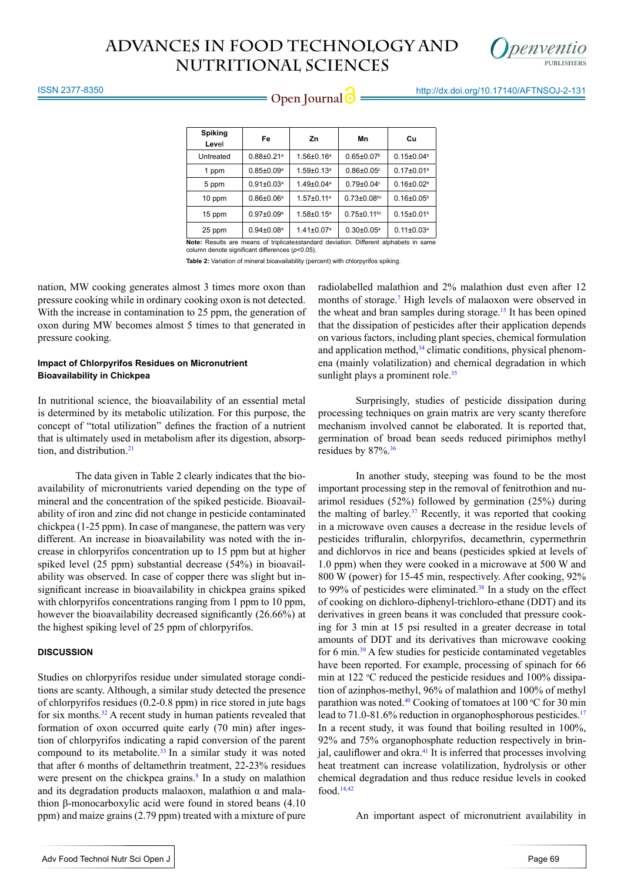| Spiking Level | Fe | Zn | Mn | Cu |
|---|---|---|---|---|
| Untreated | 0.88±0.21[a] | 1.56±0.16[a] | 0.65±0.07[b] | 0.15±0.04[b] |
| 1 ppm | 0.85±0.09[a] | 1.59±0.13[a] | 0.86±0.05[c] | 0.17±0.01[b] |
| 5 ppm | 0.91±0.03[a] | 1.49±0.04[a] | 0.79±0.04[c] | 0.16±0.02[b] |
| 10 ppm | 0.86±0.06[a] | 1.57±0.11[a] | 0.73±0.08[bc] | 0.16±0.05[b] |
| 15 ppm | 0.97±0.09[a] | 1.58±0.15[a] | 0.75±0.11[bc] | 0.15±0.01[b] |
| 25 ppm | 0.94±0.08[a] | 1.41±0.07[a] | 0.30±0.05[a] | 0.11±0.03[a] |

**Note:** Results are means of triplicate±standard deviation. Different alphabets in same column denote significant differences ($p<0.05$).

**Table 2:** Variation of mineral bioavailability (percent) with chlorpyrifos spiking.

nation, MW cooking generates almost 3 times more oxon than pressure cooking while in ordinary cooking oxon is not detected. With the increase in contamination to 25 ppm, the generation of oxon during MW becomes almost 5 times to that generated in pressure cooking.

#### Impact of Chlorpyrifos Residues on Micronutrient Bioavailability in Chickpea

In nutritional science, the bioavailability of an essential metal is determined by its metabolic utilization. For this purpose, the concept of "total utilization" defines the fraction of a nutrient that is ultimately used in metabolism after its digestion, absorption, and distribution.[21]

The data given in Table 2 clearly indicates that the bioavailability of micronutrients varied depending on the type of mineral and the concentration of the spiked pesticide. Bioavailability of iron and zinc did not change in pesticide contaminated chickpea (1-25 ppm). In case of manganese, the pattern was very different. An increase in bioavailability was noted with the increase in chlorpyrifos concentration up to 15 ppm but at higher spiked level (25 ppm) substantial decrease (54%) in bioavailability was observed. In case of copper there was slight but insignificant increase in bioavailability in chickpea grains spiked with chlorpyrifos concentrations ranging from 1 ppm to 10 ppm, however the bioavailability decreased significantly (26.66%) at the highest spiking level of 25 ppm of chlorpyrifos.

## DISCUSSION

Studies on chlorpyrifos residue under simulated storage conditions are scanty. Although, a similar study detected the presence of chlorpyrifos residues (0.2-0.8 ppm) in rice stored in jute bags for six months.[32] A recent study in human patients revealed that formation of oxon occurred quite early (70 min) after ingestion of chlorpyrifos indicating a rapid conversion of the parent compound to its metabolite.[33] In a similar study it was noted that after 6 months of deltamethrin treatment, 22-23% residues were present on the chickpea grains.[8] In a study on malathion and its degradation products malaoxon, malathion α and malathion β-monocarboxylic acid were found in stored beans (4.10 ppm) and maize grains (2.79 ppm) treated with a mixture of pure radiolabelled malathion and 2% malathion dust even after 12 months of storage.[7] High levels of malaoxon were observed in the wheat and bran samples during storage.[15] It has been opined that the dissipation of pesticides after their application depends on various factors, including plant species, chemical formulation and application method,[34] climatic conditions, physical phenomena (mainly volatilization) and chemical degradation in which sunlight plays a prominent role.[35]

Surprisingly, studies of pesticide dissipation during processing techniques on grain matrix are very scanty therefore mechanism involved cannot be elaborated. It is reported that, germination of broad bean seeds reduced pirimiphos methyl residues by 87%.[36]

In another study, steeping was found to be the most important processing step in the removal of fenitrothion and nuarimol residues (52%) followed by germination (25%) during the malting of barley.[37] Recently, it was reported that cooking in a microwave oven causes a decrease in the residue levels of pesticides trifluralin, chlorpyrifos, decamethrin, cypermethrin and dichlorvos in rice and beans (pesticides spkied at levels of 1.0 ppm) when they were cooked in a microwave at 500 W and 800 W (power) for 15-45 min, respectively. After cooking, 92% to 99% of pesticides were eliminated.[38] In a study on the effect of cooking on dichloro-diphenyl-trichloro-ethane (DDT) and its derivatives in green beans it was concluded that pressure cooking for 3 min at 15 psi resulted in a greater decrease in total amounts of DDT and its derivatives than microwave cooking for 6 min.[39] A few studies for pesticide contaminated vegetables have been reported. For example, processing of spinach for 66 min at 122 °C reduced the pesticide residues and 100% dissipation of azinphos-methyl, 96% of malathion and 100% of methyl parathion was noted.[40] Cooking of tomatoes at 100 °C for 30 min lead to 71.0-81.6% reduction in organophosphorous pesticides.[17] In a recent study, it was found that boiling resulted in 100%, 92% and 75% organophosphate reduction respectively in brinjal, cauliflower and okra.[41] It is inferred that processes involving heat treatment can increase volatilization, hydrolysis or other chemical degradation and thus reduce residue levels in cooked food.[14,42]

An important aspect of micronutrient availability in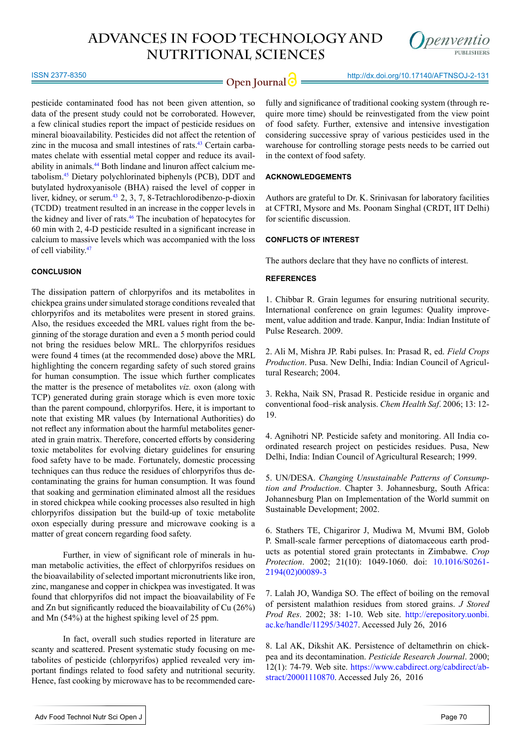pesticide contaminated food has not been given attention, so data of the present study could not be corroborated. However, a few clinical studies report the impact of pesticide residues on mineral bioavailability. Pesticides did not affect the retention of zinc in the mucosa and small intestines of rats.[43] Certain carbamates chelate with essential metal copper and reduce its availability in animals.[44] Both lindane and linuron affect calcium metabolism.[45] Dietary polychlorinated biphenyls (PCB), DDT and butylated hydroxyanisole (BHA) raised the level of copper in liver, kidney, or serum.[43] 2, 3, 7, 8-Tetrachlorodibenzo-p-dioxin (TCDD) treatment resulted in an increase in the copper levels in the kidney and liver of rats.[46] The incubation of hepatocytes for 60 min with 2, 4-D pesticide resulted in a significant increase in calcium to massive levels which was accompanied with the loss of cell viability.[47]

## CONCLUSION

The dissipation pattern of chlorpyrifos and its metabolites in chickpea grains under simulated storage conditions revealed that chlorpyrifos and its metabolites were present in stored grains. Also, the residues exceeded the MRL values right from the beginning of the storage duration and even a 5 month period could not bring the residues below MRL. The chlorpyrifos residues were found 4 times (at the recommended dose) above the MRL highlighting the concern regarding safety of such stored grains for human consumption. The issue which further complicates the matter is the presence of metabolites *viz.* oxon (along with TCP) generated during grain storage which is even more toxic than the parent compound, chlorpyrifos. Here, it is important to note that existing MR values (by International Authorities) do not reflect any information about the harmful metabolites generated in grain matrix. Therefore, concerted efforts by considering toxic metabolites for evolving dietary guidelines for ensuring food safety have to be made. Fortunately, domestic processing techniques can thus reduce the residues of chlorpyrifos thus decontaminating the grains for human consumption. It was found that soaking and germination eliminated almost all the residues in stored chickpea while cooking processes also resulted in high chlorpyrifos dissipation but the build-up of toxic metabolite oxon especially during pressure and microwave cooking is a matter of great concern regarding food safety.

Further, in view of significant role of minerals in human metabolic activities, the effect of chlorpyrifos residues on the bioavailability of selected important micronutrients like iron, zinc, manganese and copper in chickpea was investigated. It was found that chlorpyrifos did not impact the bioavailability of Fe and Zn but significantly reduced the bioavailability of Cu (26%) and Mn (54%) at the highest spiking level of 25 ppm.

In fact, overall such studies reported in literature are scanty and scattered. Present systematic study focusing on metabolites of pesticide (chlorpyrifos) applied revealed very important findings related to food safety and nutritional security. Hence, fast cooking by microwave has to be recommended carefully and significance of traditional cooking system (through require more time) should be reinvestigated from the view point of food safety. Further, extensive and intensive investigation considering successive spray of various pesticides used in the warehouse for controlling storage pests needs to be carried out in the context of food safety.

## ACKNOWLEDGEMENTS

Authors are grateful to Dr. K. Srinivasan for laboratory facilities at CFTRI, Mysore and Ms. Poonam Singhal (CRDT, IIT Delhi) for scientific discussion.

## CONFLICTS OF INTEREST

The authors declare that they have no conflicts of interest.

## REFERENCES

1. Chibbar R. Grain legumes for ensuring nutritional security. International conference on grain legumes: Quality improvement, value addition and trade. Kanpur, India: Indian Institute of Pulse Research. 2009.

2. Ali M, Mishra JP. Rabi pulses. In: Prasad R, ed. *Field Crops Production*. Pusa. New Delhi, India: Indian Council of Agricultural Research; 2004.

3. Rekha, Naik SN, Prasad R. Pesticide residue in organic and conventional food–risk analysis. *Chem Health Saf*. 2006; 13: 12-19.

4. Agnihotri NP. Pesticide safety and monitoring. All India coordinated research project on pesticides residues. Pusa, New Delhi, India: Indian Council of Agricultural Research; 1999.

5. UN/DESA. *Changing Unsustainable Patterns of Consumption and Production*. Chapter 3. Johannesburg, South Africa: Johannesburg Plan on Implementation of the World summit on Sustainable Development; 2002.

6. Stathers TE, Chigariror J, Mudiwa M, Mvumi BM, Golob P. Small-scale farmer perceptions of diatomaceous earth products as potential stored grain protectants in Zimbabwe. *Crop Protection*. 2002; 21(10): 1049-1060. doi: 10.1016/S0261-2194(02)00089-3

7. Lalah JO, Wandiga SO. The effect of boiling on the removal of persistent malathion residues from stored grains. *J Stored Prod Res*. 2002; 38: 1-10. Web site. http://erepository.uonbi.ac.ke/handle/11295/34027. Accessed July 26, 2016

8. Lal AK, Dikshit AK. Persistence of deltamethrin on chickpea and its decontamination. *Pesticide Research Journal*. 2000; 12(1): 74-79. Web site. https://www.cabdirect.org/cabdirect/abstract/20001110870. Accessed July 26, 2016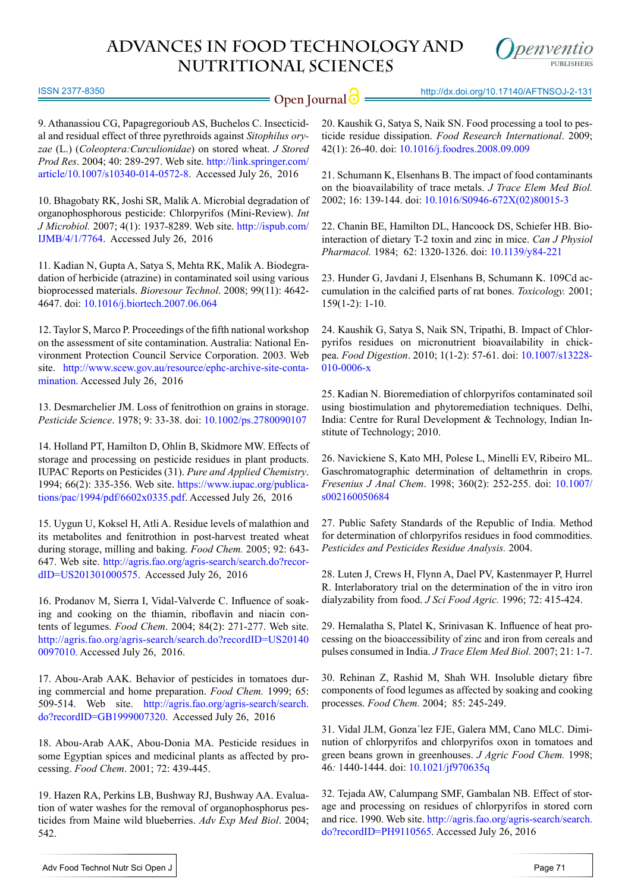9. Athanassiou CG, Papagregorioub AS, Buchelos C. Insecticidal and residual effect of three pyrethroids against *Sitophilus oryzae* (L.) (*Coleoptera:Curculionidae*) on stored wheat. *J Stored Prod Res*. 2004; 40: 289-297. Web site. http://link.springer.com/article/10.1007/s10340-014-0572-8. Accessed July 26, 2016

10. Bhagobaty RK, Joshi SR, Malik A. Microbial degradation of organophosphorous pesticide: Chlorpyrifos (Mini-Review). *Int J Microbiol.* 2007; 4(1): 1937-8289. Web site. http://ispub.com/IJMB/4/1/7764. Accessed July 26, 2016

11. Kadian N, Gupta A, Satya S, Mehta RK, Malik A. Biodegradation of herbicide (atrazine) in contaminated soil using various bioprocessed materials. *Bioresour Technol*. 2008; 99(11): 4642-4647. doi: 10.1016/j.biortech.2007.06.064

12. Taylor S, Marco P. Proceedings of the fifth national workshop on the assessment of site contamination. Australia: National Environment Protection Council Service Corporation. 2003. Web site. http://www.scew.gov.au/resource/ephc-archive-site-contamination. Accessed July 26, 2016

13. Desmarchelier JM. Loss of fenitrothion on grains in storage. *Pesticide Science*. 1978; 9: 33-38. doi: 10.1002/ps.2780090107

14. Holland PT, Hamilton D, Ohlin B, Skidmore MW. Effects of storage and processing on pesticide residues in plant products. IUPAC Reports on Pesticides (31). *Pure and Applied Chemistry*. 1994; 66(2): 335-356. Web site. https://www.iupac.org/publications/pac/1994/pdf/6602x0335.pdf. Accessed July 26, 2016

15. Uygun U, Koksel H, Atli A. Residue levels of malathion and its metabolites and fenitrothion in post-harvest treated wheat during storage, milling and baking. *Food Chem.* 2005; 92: 643-647. Web site. http://agris.fao.org/agris-search/search.do?recordID=US201301000575. Accessed July 26, 2016

16. Prodanov M, Sierra I, Vidal-Valverde C. Influence of soaking and cooking on the thiamin, riboflavin and niacin contents of legumes. *Food Chem*. 2004; 84(2): 271-277. Web site. http://agris.fao.org/agris-search/search.do?recordID=US201400097010. Accessed July 26, 2016.

17. Abou-Arab AAK. Behavior of pesticides in tomatoes during commercial and home preparation. *Food Chem.* 1999; 65: 509-514. Web site. http://agris.fao.org/agris-search/search.do?recordID=GB1999007320. Accessed July 26, 2016

18. Abou-Arab AAK, Abou-Donia MA. Pesticide residues in some Egyptian spices and medicinal plants as affected by processing. *Food Chem*. 2001; 72: 439-445.

19. Hazen RA, Perkins LB, Bushway RJ, Bushway AA. Evaluation of water washes for the removal of organophosphorus pesticides from Maine wild blueberries. *Adv Exp Med Biol*. 2004; 542.

20. Kaushik G, Satya S, Naik SN. Food processing a tool to pesticide residue dissipation. *Food Research International*. 2009; 42(1): 26-40. doi: 10.1016/j.foodres.2008.09.009

21. Schumann K, Elsenhans B. The impact of food contaminants on the bioavailability of trace metals. *J Trace Elem Med Biol.* 2002; 16: 139-144. doi: 10.1016/S0946-672X(02)80015-3

22. Chanin BE, Hamilton DL, Hancoock DS, Schiefer HB. Biointeraction of dietary T-2 toxin and zinc in mice. *Can J Physiol Pharmacol.* 1984; 62: 1320-1326. doi: 10.1139/y84-221

23. Hunder G, Javdani J, Elsenhans B, Schumann K. 109Cd accumulation in the calcified parts of rat bones. *Toxicology.* 2001; 159(1-2): 1-10.

24. Kaushik G, Satya S, Naik SN, Tripathi, B. Impact of Chlorpyrifos residues on micronutrient bioavailability in chickpea. *Food Digestion*. 2010; 1(1-2): 57-61. doi: 10.1007/s13228-010-0006-x

25. Kadian N. Bioremediation of chlorpyrifos contaminated soil using biostimulation and phytoremediation techniques. Delhi, India: Centre for Rural Development & Technology, Indian Institute of Technology; 2010.

26. Navickiene S, Kato MH, Polese L, Minelli EV, Ribeiro ML. Gaschromatographic determination of deltamethrin in crops. *Fresenius J Anal Chem*. 1998; 360(2): 252-255. doi: 10.1007/s002160050684

27. Public Safety Standards of the Republic of India. Method for determination of chlorpyrifos residues in food commodities. *Pesticides and Pesticides Residue Analysis.* 2004.

28. Luten J, Crews H, Flynn A, Dael PV, Kastenmayer P, Hurrel R. Interlaboratory trial on the determination of the in vitro iron dialyzability from food. *J Sci Food Agric.* 1996; 72: 415-424.

29. Hemalatha S, Platel K, Srinivasan K. Influence of heat processing on the bioaccessibility of zinc and iron from cereals and pulses consumed in India. *J Trace Elem Med Biol.* 2007; 21: 1-7.

30. Rehinan Z, Rashid M, Shah WH. Insoluble dietary fibre components of food legumes as affected by soaking and cooking processes. *Food Chem.* 2004; 85: 245-249.

31. Vidal JLM, Gonza´lez FJE, Galera MM, Cano MLC. Diminution of chlorpyrifos and chlorpyrifos oxon in tomatoes and green beans grown in greenhouses. *J Agric Food Chem.* 1998; 46: 1440-1444. doi: 10.1021/jf970635q

32. Tejada AW, Calumpang SMF, Gambalan NB. Effect of storage and processing on residues of chlorpyrifos in stored corn and rice. 1990. Web site. http://agris.fao.org/agris-search/search.do?recordID=PH9110565. Accessed July 26, 2016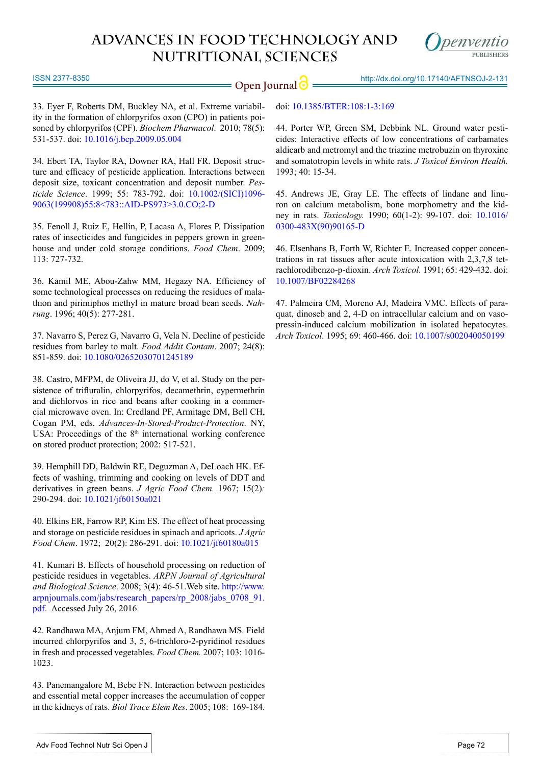33. Eyer F, Roberts DM, Buckley NA, et al. Extreme variability in the formation of chlorpyrifos oxon (CPO) in patients poisoned by chlorpyrifos (CPF). *Biochem Pharmacol*. 2010; 78(5): 531-537. doi: 10.1016/j.bcp.2009.05.004

34. Ebert TA, Taylor RA, Downer RA, Hall FR. Deposit structure and efficacy of pesticide application. Interactions between deposit size, toxicant concentration and deposit number. *Pesticide Science*. 1999; 55: 783-792. doi: 10.1002/(SICI)1096-9063(199908)55:8<783::AID-PS973>3.0.CO;2-D

35. Fenoll J, Ruiz E, Hellín, P, Lacasa A, Flores P. Dissipation rates of insecticides and fungicides in peppers grown in greenhouse and under cold storage conditions. *Food Chem*. 2009; 113: 727-732.

36. Kamil ME, Abou-Zahw MM, Hegazy NA. Efficiency of some technological processes on reducing the residues of malathion and pirimiphos methyl in mature broad bean seeds. *Nahrung*. 1996; 40(5): 277-281.

37. Navarro S, Perez G, Navarro G, Vela N. Decline of pesticide residues from barley to malt. *Food Addit Contam*. 2007; 24(8): 851-859. doi: 10.1080/02652030701245189

38. Castro, MFPM, de Oliveira JJ, do V, et al. Study on the persistence of trifluralin, chlorpyrifos, decamethrin, cypermethrin and dichlorvos in rice and beans after cooking in a commercial microwave oven. In: Credland PF, Armitage DM, Bell CH, Cogan PM, eds. *Advances-In-Stored-Product-Protection*. NY, USA: Proceedings of the 8th international working conference on stored product protection; 2002: 517-521.

39. Hemphill DD, Baldwin RE, Deguzman A, DeLoach HK. Effects of washing, trimming and cooking on levels of DDT and derivatives in green beans. *J Agric Food Chem.* 1967; 15(2): 290-294. doi: 10.1021/jf60150a021

40. Elkins ER, Farrow RP, Kim ES. The effect of heat processing and storage on pesticide residues in spinach and apricots. *J Agric Food Chem*. 1972; 20(2): 286-291. doi: 10.1021/jf60180a015

41. Kumari B. Effects of household processing on reduction of pesticide residues in vegetables. *ARPN Journal of Agricultural and Biological Science*. 2008; 3(4): 46-51.Web site. http://www.arpnjournals.com/jabs/research_papers/rp_2008/jabs_0708_91.pdf. Accessed July 26, 2016

42. Randhawa MA, Anjum FM, Ahmed A, Randhawa MS. Field incurred chlorpyrifos and 3, 5, 6-trichloro-2-pyridinol residues in fresh and processed vegetables. *Food Chem.* 2007; 103: 1016-1023.

43. Panemangalore M, Bebe FN. Interaction between pesticides and essential metal copper increases the accumulation of copper in the kidneys of rats. *Biol Trace Elem Res*. 2005; 108: 169-184. doi: 10.1385/BTER:108:1-3:169

44. Porter WP, Green SM, Debbink NL. Ground water pesticides: Interactive effects of low concentrations of carbamates aldicarb and metromyl and the triazine metrobuzin on thyroxine and somatotropin levels in white rats. *J Toxicol Environ Health.* 1993; 40: 15-34.

45. Andrews JE, Gray LE. The effects of lindane and linuron on calcium metabolism, bone morphometry and the kidney in rats. *Toxicology.* 1990; 60(1-2): 99-107. doi: 10.1016/0300-483X(90)90165-D

46. Elsenhans B, Forth W, Richter E. Increased copper concentrations in rat tissues after acute intoxication with 2,3,7,8 tetraehlorodibenzo-p-dioxin. *Arch Toxicol*. 1991; 65: 429-432. doi: 10.1007/BF02284268

47. Palmeira CM, Moreno AJ, Madeira VMC. Effects of paraquat, dinoseb and 2, 4-D on intracellular calcium and on vasopressin-induced calcium mobilization in isolated hepatocytes. *Arch Toxicol*. 1995; 69: 460-466. doi: 10.1007/s002040050199